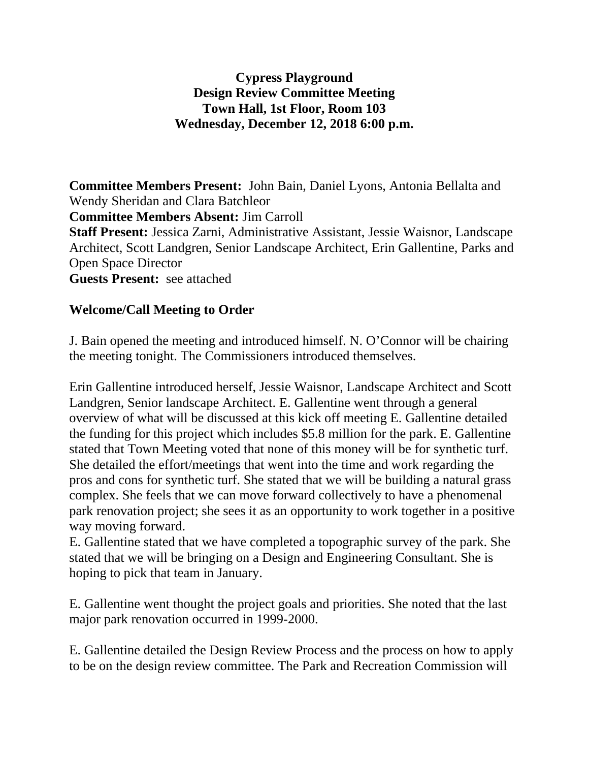**Cypress Playground**
**Design Review Committee Meeting**
**Town Hall, 1st Floor, Room 103**
**Wednesday, December 12, 2018 6:00 p.m.**

**Committee Members Present:** John Bain, Daniel Lyons, Antonia Bellalta and Wendy Sheridan and Clara Batchleor
**Committee Members Absent:** Jim Carroll
**Staff Present:** Jessica Zarni, Administrative Assistant, Jessie Waisnor, Landscape Architect, Scott Landgren, Senior Landscape Architect, Erin Gallentine, Parks and Open Space Director
**Guests Present:** see attached

**Welcome/Call Meeting to Order**

J. Bain opened the meeting and introduced himself. N. O'Connor will be chairing the meeting tonight. The Commissioners introduced themselves.

Erin Gallentine introduced herself, Jessie Waisnor, Landscape Architect and Scott Landgren, Senior landscape Architect. E. Gallentine went through a general overview of what will be discussed at this kick off meeting E. Gallentine detailed the funding for this project which includes $5.8 million for the park. E. Gallentine stated that Town Meeting voted that none of this money will be for synthetic turf. She detailed the effort/meetings that went into the time and work regarding the pros and cons for synthetic turf. She stated that we will be building a natural grass complex. She feels that we can move forward collectively to have a phenomenal park renovation project; she sees it as an opportunity to work together in a positive way moving forward.
E. Gallentine stated that we have completed a topographic survey of the park. She stated that we will be bringing on a Design and Engineering Consultant. She is hoping to pick that team in January.

E. Gallentine went thought the project goals and priorities. She noted that the last major park renovation occurred in 1999-2000.

E. Gallentine detailed the Design Review Process and the process on how to apply to be on the design review committee. The Park and Recreation Commission will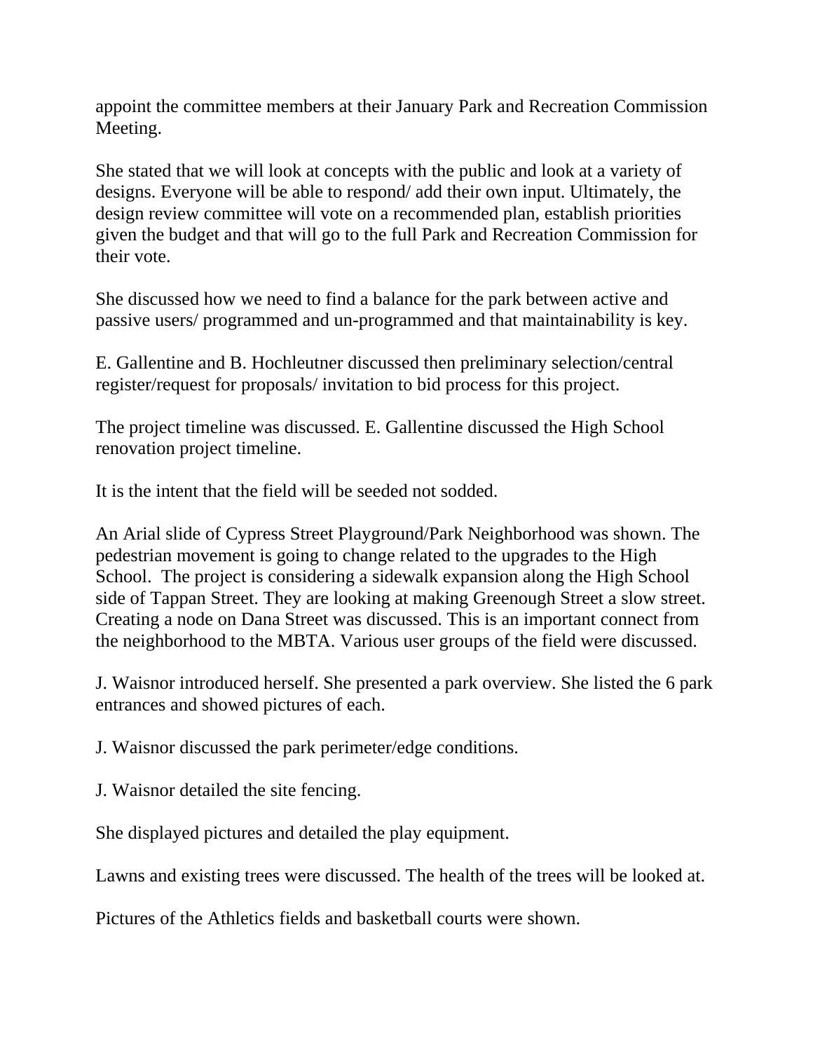appoint the committee members at their January Park and Recreation Commission Meeting.

She stated that we will look at concepts with the public and look at a variety of designs. Everyone will be able to respond/ add their own input. Ultimately, the design review committee will vote on a recommended plan, establish priorities given the budget and that will go to the full Park and Recreation Commission for their vote.

She discussed how we need to find a balance for the park between active and passive users/ programmed and un-programmed and that maintainability is key.

E. Gallentine and B. Hochleutner discussed then preliminary selection/central register/request for proposals/ invitation to bid process for this project.

The project timeline was discussed. E. Gallentine discussed the High School renovation project timeline.

It is the intent that the field will be seeded not sodded.

An Arial slide of Cypress Street Playground/Park Neighborhood was shown. The pedestrian movement is going to change related to the upgrades to the High School. The project is considering a sidewalk expansion along the High School side of Tappan Street. They are looking at making Greenough Street a slow street. Creating a node on Dana Street was discussed. This is an important connect from the neighborhood to the MBTA. Various user groups of the field were discussed.

J. Waisnor introduced herself. She presented a park overview. She listed the 6 park entrances and showed pictures of each.

J. Waisnor discussed the park perimeter/edge conditions.

J. Waisnor detailed the site fencing.

She displayed pictures and detailed the play equipment.

Lawns and existing trees were discussed. The health of the trees will be looked at.

Pictures of the Athletics fields and basketball courts were shown.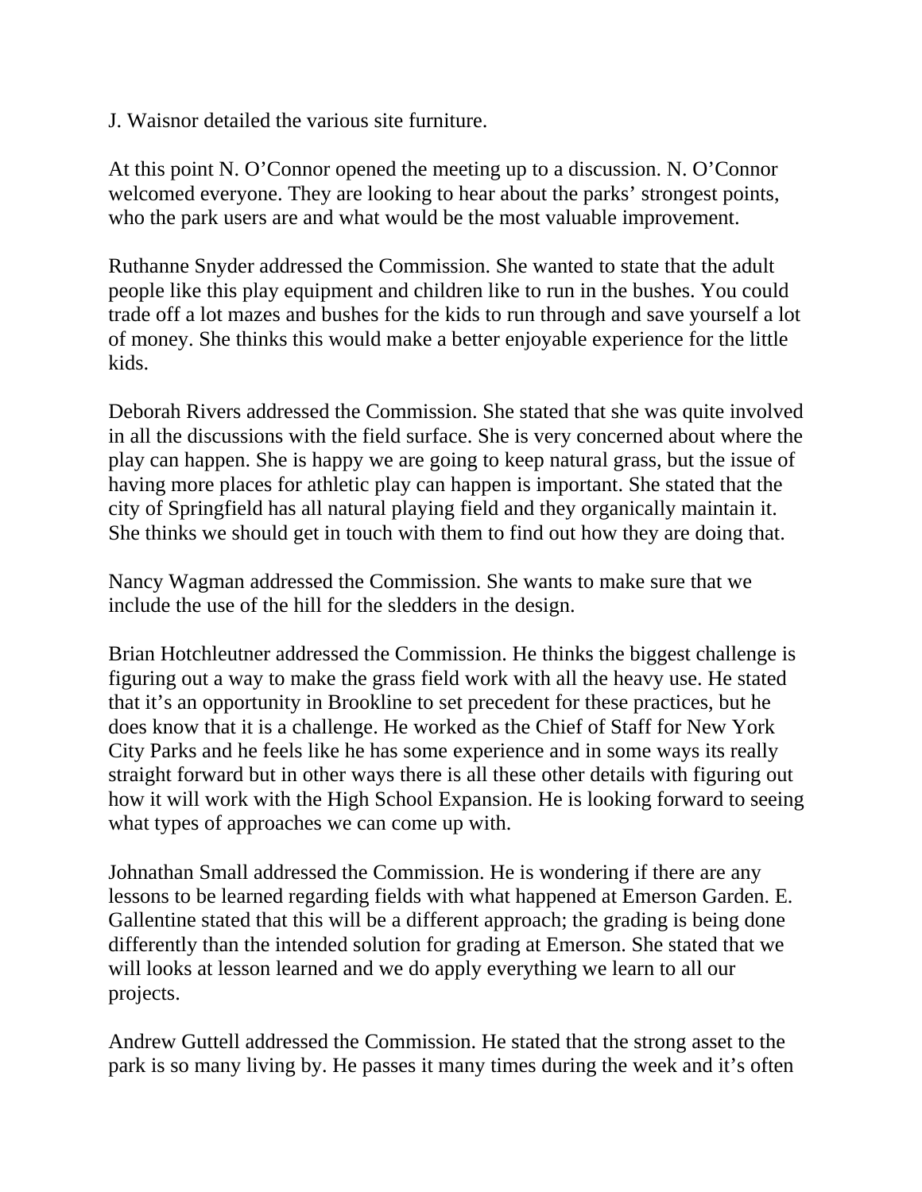J. Waisnor detailed the various site furniture.

At this point N. O'Connor opened the meeting up to a discussion. N. O'Connor welcomed everyone. They are looking to hear about the parks' strongest points, who the park users are and what would be the most valuable improvement.

Ruthanne Snyder addressed the Commission. She wanted to state that the adult people like this play equipment and children like to run in the bushes. You could trade off a lot mazes and bushes for the kids to run through and save yourself a lot of money. She thinks this would make a better enjoyable experience for the little kids.

Deborah Rivers addressed the Commission. She stated that she was quite involved in all the discussions with the field surface. She is very concerned about where the play can happen. She is happy we are going to keep natural grass, but the issue of having more places for athletic play can happen is important. She stated that the city of Springfield has all natural playing field and they organically maintain it. She thinks we should get in touch with them to find out how they are doing that.

Nancy Wagman addressed the Commission. She wants to make sure that we include the use of the hill for the sledders in the design.

Brian Hotchleutner addressed the Commission. He thinks the biggest challenge is figuring out a way to make the grass field work with all the heavy use. He stated that it's an opportunity in Brookline to set precedent for these practices, but he does know that it is a challenge. He worked as the Chief of Staff for New York City Parks and he feels like he has some experience and in some ways its really straight forward but in other ways there is all these other details with figuring out how it will work with the High School Expansion. He is looking forward to seeing what types of approaches we can come up with.

Johnathan Small addressed the Commission. He is wondering if there are any lessons to be learned regarding fields with what happened at Emerson Garden. E. Gallentine stated that this will be a different approach; the grading is being done differently than the intended solution for grading at Emerson. She stated that we will looks at lesson learned and we do apply everything we learn to all our projects.

Andrew Guttell addressed the Commission. He stated that the strong asset to the park is so many living by. He passes it many times during the week and it's often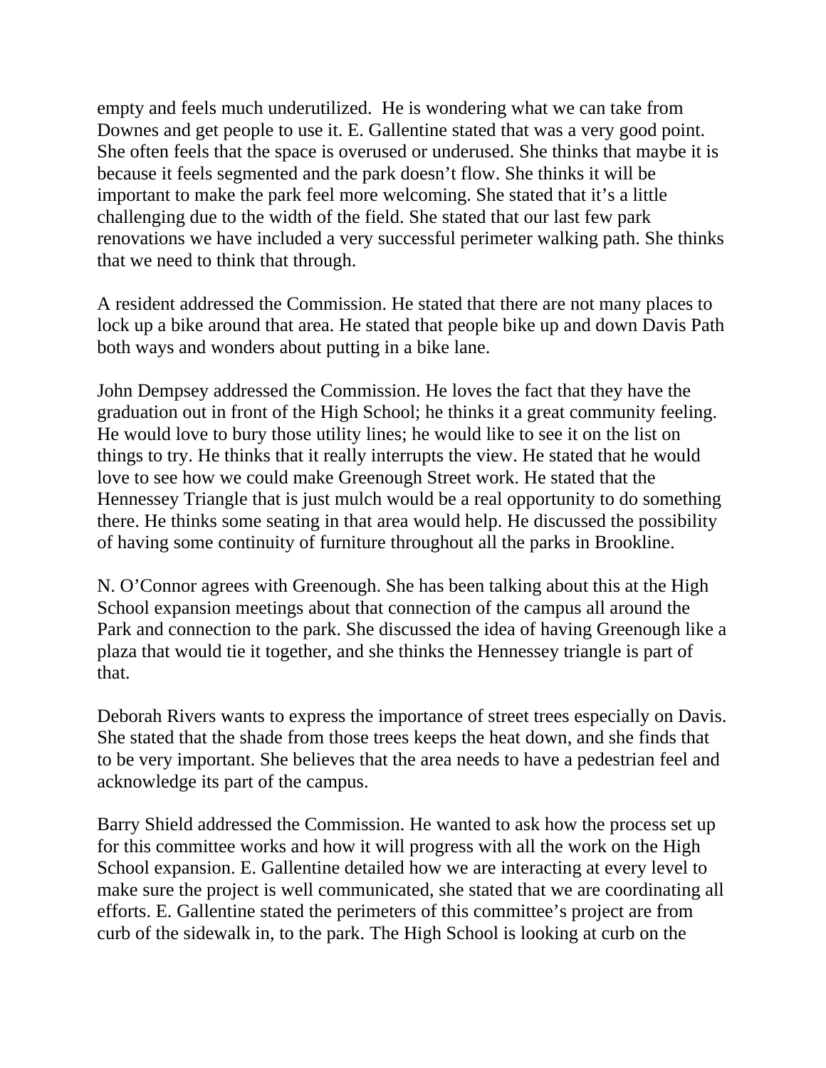empty and feels much underutilized. He is wondering what we can take from Downes and get people to use it. E. Gallentine stated that was a very good point. She often feels that the space is overused or underused. She thinks that maybe it is because it feels segmented and the park doesn't flow. She thinks it will be important to make the park feel more welcoming. She stated that it's a little challenging due to the width of the field. She stated that our last few park renovations we have included a very successful perimeter walking path. She thinks that we need to think that through.

A resident addressed the Commission. He stated that there are not many places to lock up a bike around that area. He stated that people bike up and down Davis Path both ways and wonders about putting in a bike lane.

John Dempsey addressed the Commission. He loves the fact that they have the graduation out in front of the High School; he thinks it a great community feeling. He would love to bury those utility lines; he would like to see it on the list on things to try. He thinks that it really interrupts the view. He stated that he would love to see how we could make Greenough Street work. He stated that the Hennessey Triangle that is just mulch would be a real opportunity to do something there. He thinks some seating in that area would help. He discussed the possibility of having some continuity of furniture throughout all the parks in Brookline.

N. O'Connor agrees with Greenough. She has been talking about this at the High School expansion meetings about that connection of the campus all around the Park and connection to the park. She discussed the idea of having Greenough like a plaza that would tie it together, and she thinks the Hennessey triangle is part of that.

Deborah Rivers wants to express the importance of street trees especially on Davis. She stated that the shade from those trees keeps the heat down, and she finds that to be very important. She believes that the area needs to have a pedestrian feel and acknowledge its part of the campus.

Barry Shield addressed the Commission. He wanted to ask how the process set up for this committee works and how it will progress with all the work on the High School expansion. E. Gallentine detailed how we are interacting at every level to make sure the project is well communicated, she stated that we are coordinating all efforts. E. Gallentine stated the perimeters of this committee's project are from curb of the sidewalk in, to the park. The High School is looking at curb on the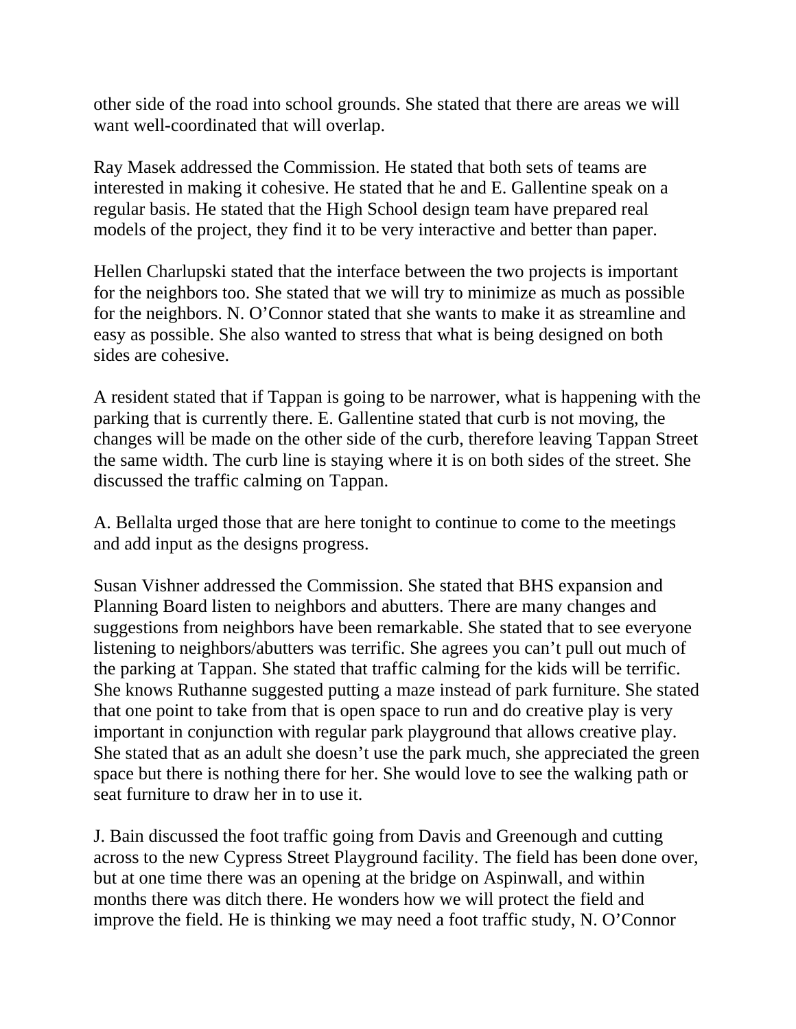other side of the road into school grounds. She stated that there are areas we will want well-coordinated that will overlap.

Ray Masek addressed the Commission. He stated that both sets of teams are interested in making it cohesive. He stated that he and E. Gallentine speak on a regular basis. He stated that the High School design team have prepared real models of the project, they find it to be very interactive and better than paper.

Hellen Charlupski stated that the interface between the two projects is important for the neighbors too. She stated that we will try to minimize as much as possible for the neighbors. N. O'Connor stated that she wants to make it as streamline and easy as possible. She also wanted to stress that what is being designed on both sides are cohesive.

A resident stated that if Tappan is going to be narrower, what is happening with the parking that is currently there. E. Gallentine stated that curb is not moving, the changes will be made on the other side of the curb, therefore leaving Tappan Street the same width. The curb line is staying where it is on both sides of the street. She discussed the traffic calming on Tappan.

A. Bellalta urged those that are here tonight to continue to come to the meetings and add input as the designs progress.

Susan Vishner addressed the Commission. She stated that BHS expansion and Planning Board listen to neighbors and abutters. There are many changes and suggestions from neighbors have been remarkable. She stated that to see everyone listening to neighbors/abutters was terrific. She agrees you can't pull out much of the parking at Tappan. She stated that traffic calming for the kids will be terrific. She knows Ruthanne suggested putting a maze instead of park furniture. She stated that one point to take from that is open space to run and do creative play is very important in conjunction with regular park playground that allows creative play. She stated that as an adult she doesn't use the park much, she appreciated the green space but there is nothing there for her. She would love to see the walking path or seat furniture to draw her in to use it.

J. Bain discussed the foot traffic going from Davis and Greenough and cutting across to the new Cypress Street Playground facility. The field has been done over, but at one time there was an opening at the bridge on Aspinwall, and within months there was ditch there. He wonders how we will protect the field and improve the field. He is thinking we may need a foot traffic study, N. O'Connor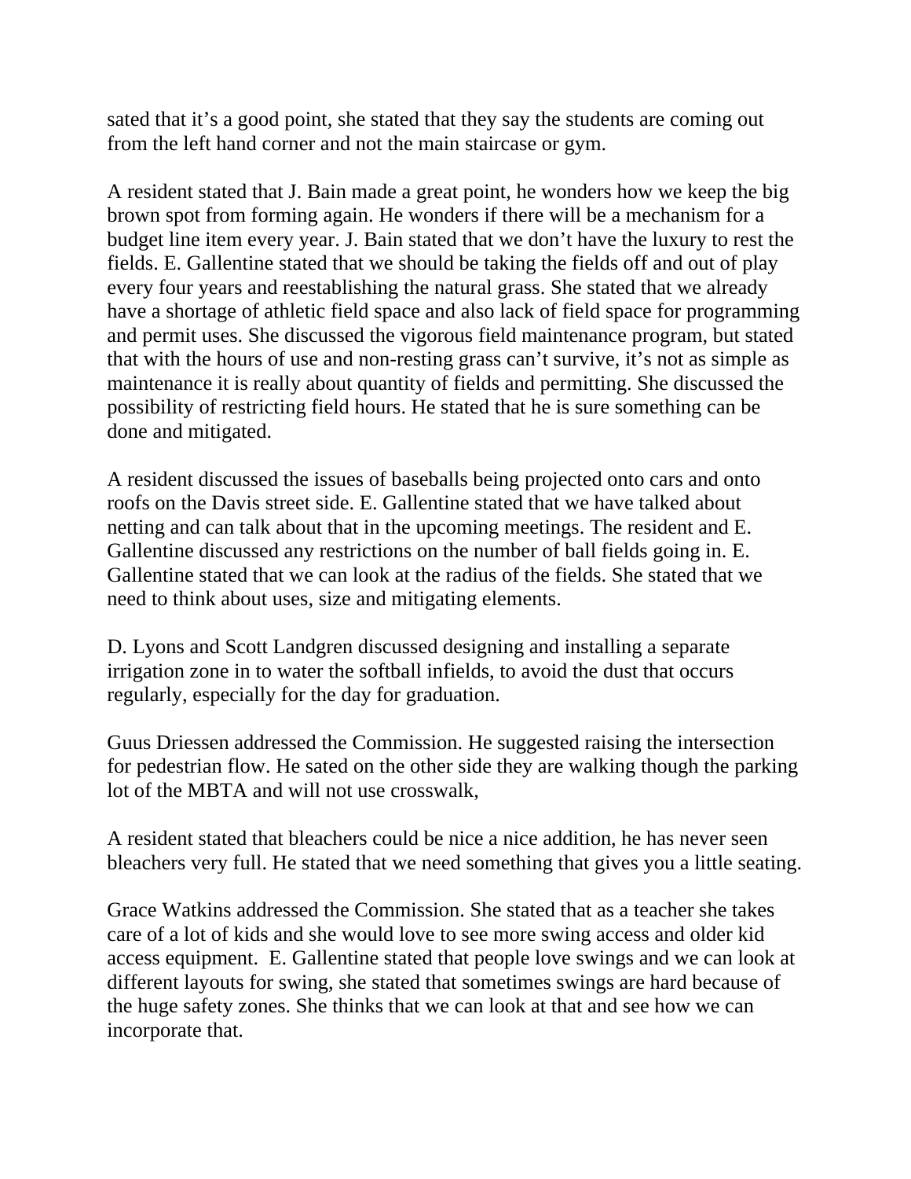sated that it's a good point, she stated that they say the students are coming out from the left hand corner and not the main staircase or gym.

A resident stated that J. Bain made a great point, he wonders how we keep the big brown spot from forming again. He wonders if there will be a mechanism for a budget line item every year. J. Bain stated that we don't have the luxury to rest the fields. E. Gallentine stated that we should be taking the fields off and out of play every four years and reestablishing the natural grass. She stated that we already have a shortage of athletic field space and also lack of field space for programming and permit uses. She discussed the vigorous field maintenance program, but stated that with the hours of use and non-resting grass can't survive, it's not as simple as maintenance it is really about quantity of fields and permitting. She discussed the possibility of restricting field hours. He stated that he is sure something can be done and mitigated.

A resident discussed the issues of baseballs being projected onto cars and onto roofs on the Davis street side. E. Gallentine stated that we have talked about netting and can talk about that in the upcoming meetings. The resident and E. Gallentine discussed any restrictions on the number of ball fields going in. E. Gallentine stated that we can look at the radius of the fields. She stated that we need to think about uses, size and mitigating elements.

D. Lyons and Scott Landgren discussed designing and installing a separate irrigation zone in to water the softball infields, to avoid the dust that occurs regularly, especially for the day for graduation.

Guus Driessen addressed the Commission. He suggested raising the intersection for pedestrian flow. He sated on the other side they are walking though the parking lot of the MBTA and will not use crosswalk,

A resident stated that bleachers could be nice a nice addition, he has never seen bleachers very full. He stated that we need something that gives you a little seating.

Grace Watkins addressed the Commission. She stated that as a teacher she takes care of a lot of kids and she would love to see more swing access and older kid access equipment. E. Gallentine stated that people love swings and we can look at different layouts for swing, she stated that sometimes swings are hard because of the huge safety zones. She thinks that we can look at that and see how we can incorporate that.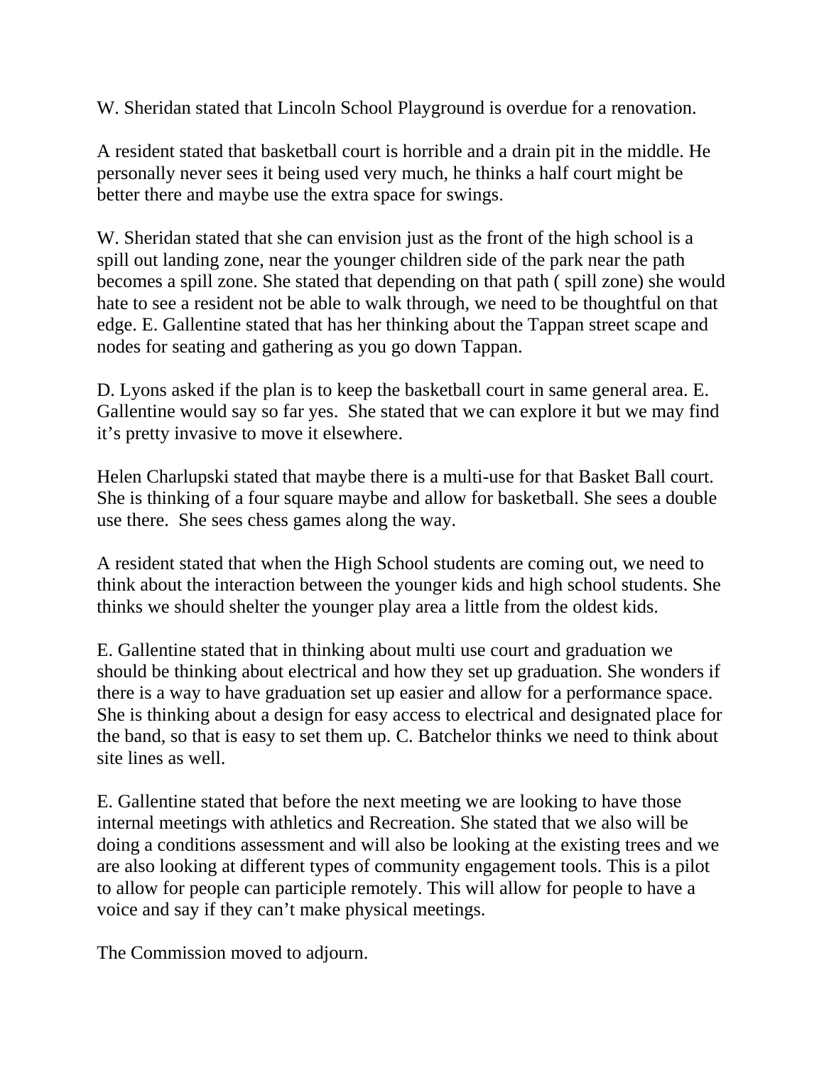W. Sheridan stated that Lincoln School Playground is overdue for a renovation.

A resident stated that basketball court is horrible and a drain pit in the middle. He personally never sees it being used very much, he thinks a half court might be better there and maybe use the extra space for swings.

W. Sheridan stated that she can envision just as the front of the high school is a spill out landing zone, near the younger children side of the park near the path becomes a spill zone. She stated that depending on that path ( spill zone) she would hate to see a resident not be able to walk through, we need to be thoughtful on that edge. E. Gallentine stated that has her thinking about the Tappan street scape and nodes for seating and gathering as you go down Tappan.

D. Lyons asked if the plan is to keep the basketball court in same general area. E. Gallentine would say so far yes. She stated that we can explore it but we may find it's pretty invasive to move it elsewhere.

Helen Charlupski stated that maybe there is a multi-use for that Basket Ball court. She is thinking of a four square maybe and allow for basketball. She sees a double use there. She sees chess games along the way.

A resident stated that when the High School students are coming out, we need to think about the interaction between the younger kids and high school students. She thinks we should shelter the younger play area a little from the oldest kids.

E. Gallentine stated that in thinking about multi use court and graduation we should be thinking about electrical and how they set up graduation. She wonders if there is a way to have graduation set up easier and allow for a performance space. She is thinking about a design for easy access to electrical and designated place for the band, so that is easy to set them up. C. Batchelor thinks we need to think about site lines as well.

E. Gallentine stated that before the next meeting we are looking to have those internal meetings with athletics and Recreation. She stated that we also will be doing a conditions assessment and will also be looking at the existing trees and we are also looking at different types of community engagement tools. This is a pilot to allow for people can participle remotely. This will allow for people to have a voice and say if they can't make physical meetings.

The Commission moved to adjourn.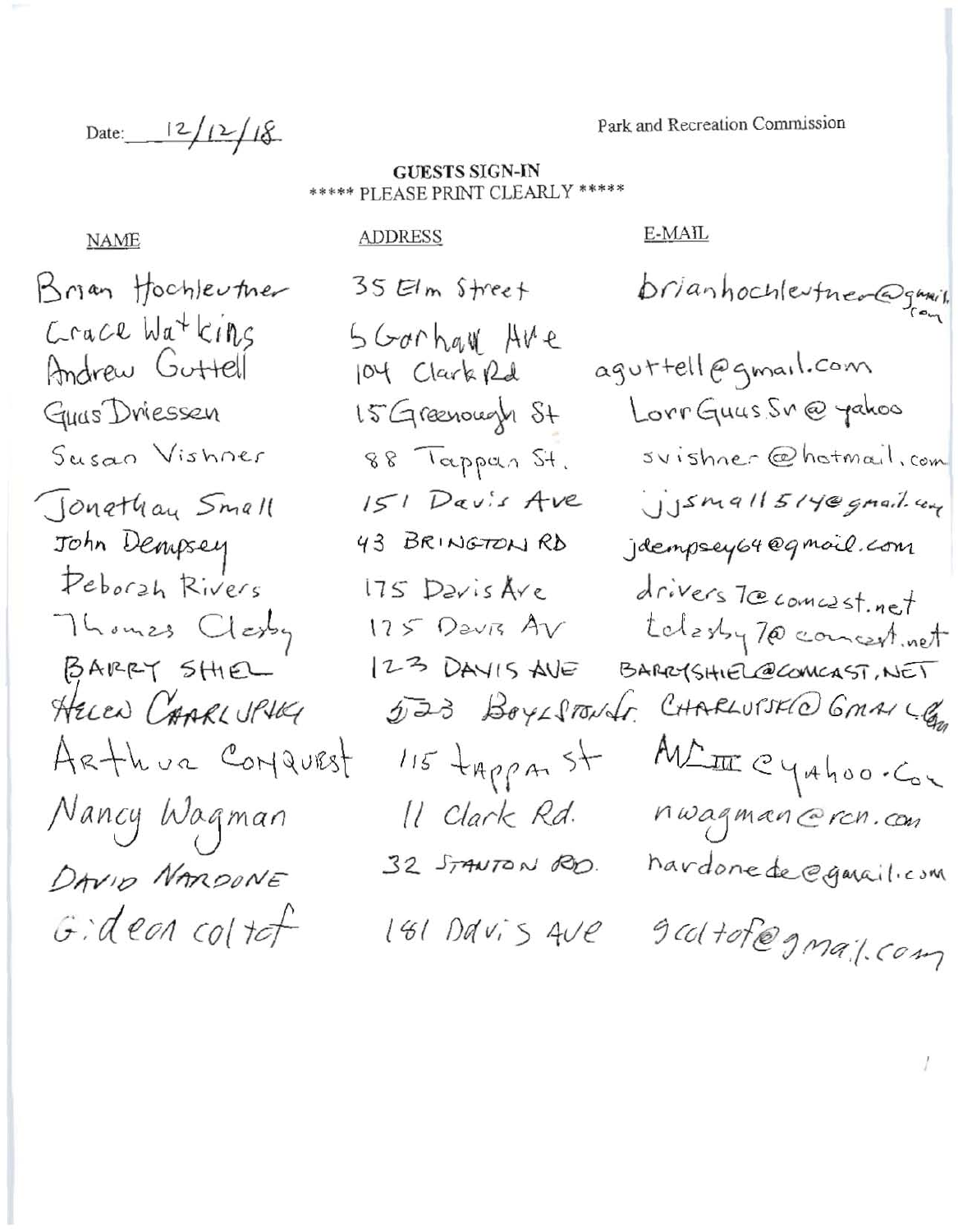Date: 12/12/18

Park and Recreation Commission

**GUESTS SIGN-IN**

***** PLEASE PRINT CLEARLY *****

| NAME | ADDRESS | E-MAIL |
|---|---|---|
| Brian Hochleutner | 35 Elm Street | brianhochleutner@gmail.com |
| Grace Watkins | 5 Gorham Ave | |
| Andrew Guttell | 104 Clark Rd | aguttell@gmail.com |
| Guus Driessen | 15 Greenough St | LorrGuus.Sr@yahoo |
| Susan Vishner | 88 Tappan St. | svishner@hotmail.com |
| Jonathan Small | 151 Davis Ave | jjsmall514@gmail.com |
| John Dempsey | 43 BRINGTON RD | jdempsey64@gmail.com |
| Deborah Rivers | 175 Davis Ave | drivers7@comcast.net |
| Thomas Clasby | 175 Davis Av | tclasby7@comcast.net |
| BARRY SHIEL | 123 DAVIS AVE | BARRYSHIEL@COMCAST.NET |
| HELEN CHARLUPSKI | 523 Boylston St. | CHARLUPSKI@GMAIL.COM |
| Arthur Conquest | 115 Tappan St | ACIII@yahoo.com |
| Nancy Wagman | 11 Clark Rd. | nwagman@rcn.com |
| DAVID NARDONE | 32 STANTON RD. | nardonede@gmail.com |
| Gideon Coltof | 181 Davis Ave | gcoltof@gmail.com |